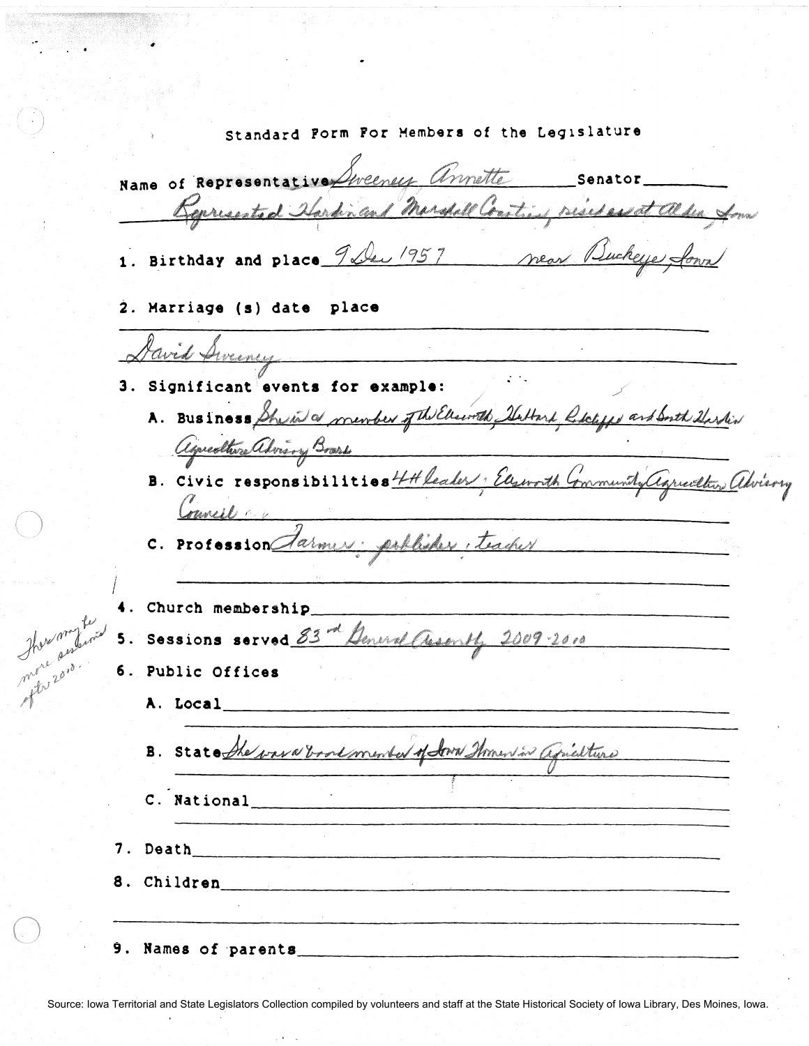# Standard Form For Members of the Legislature

Name of Representative Sweeney Annette Senator \_\_\_\_\_\_\_\_

Represented Hardin and Marshall Counties, resides at Alden Iowa

1. Birthday and place 9 Dec 1957 near Buckeye, Iowa

2. Marriage (s) date place

David Sweeney

3. Significant events for example:

   A. Business She was a member of the Ellsworth, Hubbard, Radcliffe and South Hardin Agriculture Advisory Board

   B. Civic responsibilities 4H leader; Ellsworth Community Agriculture Advisory Council

   C. Profession Farmer; publisher; teacher

4. Church membership \_\_\_\_\_\_\_\_

5. Sessions served 83rd General Assembly 2009-2010

   There may be more sessions after 2010.

6. Public Offices

   A. Local \_\_\_\_\_\_\_\_

   B. State She was a board member of Iowa Women in Agriculture

   C. National \_\_\_\_\_\_\_\_

7. Death \_\_\_\_\_\_\_\_

8. Children \_\_\_\_\_\_\_\_

9. Names of parents \_\_\_\_\_\_\_\_

Source: Iowa Territorial and State Legislators Collection compiled by volunteers and staff at the State Historical Society of Iowa Library, Des Moines, Iowa.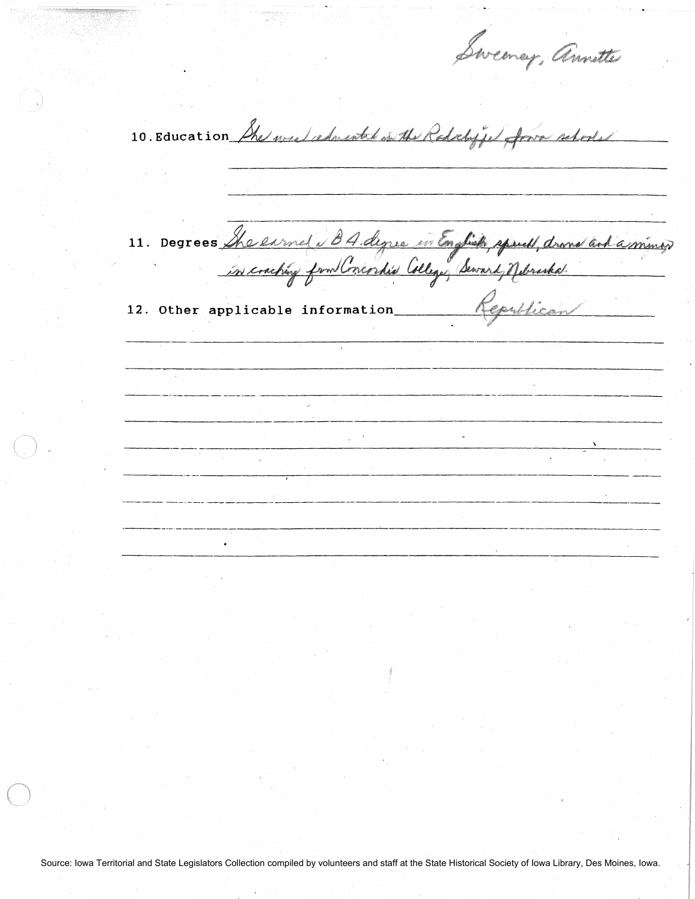Sweeney, Annette

10. Education She was educated in the Radcliffe, Iowa schools

11. Degrees She earned a BA degree in English, speech, drama and a minor in coaching from Concordia College, Seward, Nebraska.

12. Other applicable information Republican

Source: Iowa Territorial and State Legislators Collection compiled by volunteers and staff at the State Historical Society of Iowa Library, Des Moines, Iowa.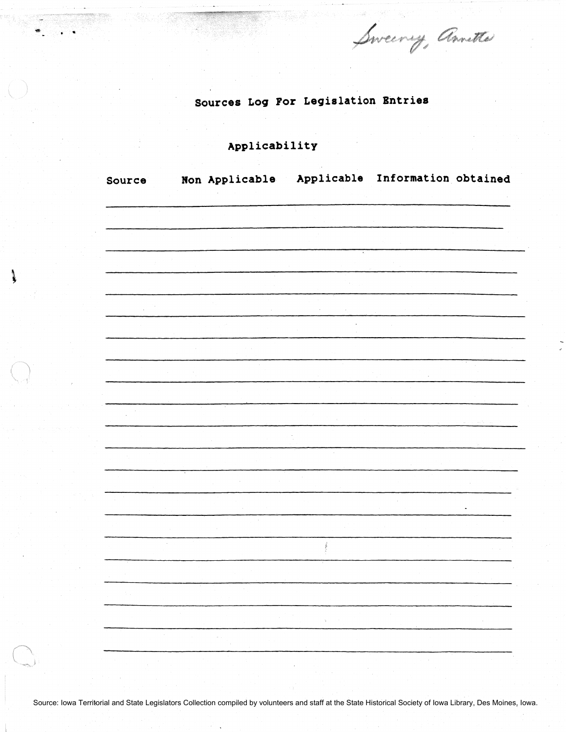Sweeney, Annette

# Sources Log For Legislation Entries

## Applicability

| Source | Non Applicable | Applicable | Information obtained |
|---|---|---|---|
| | | | |
| | | | |
| | | | |
| | | | |
| | | | |
| | | | |
| | | | |
| | | | |
| | | | |
| | | | |
| | | | |
| | | | |
| | | | |
| | | | |
| | | | |
| | | | |
| | | | |
| | | | |
| | | | |
| | | | |
| | | | |
| | | | |

Source: Iowa Territorial and State Legislators Collection compiled by volunteers and staff at the State Historical Society of Iowa Library, Des Moines, Iowa.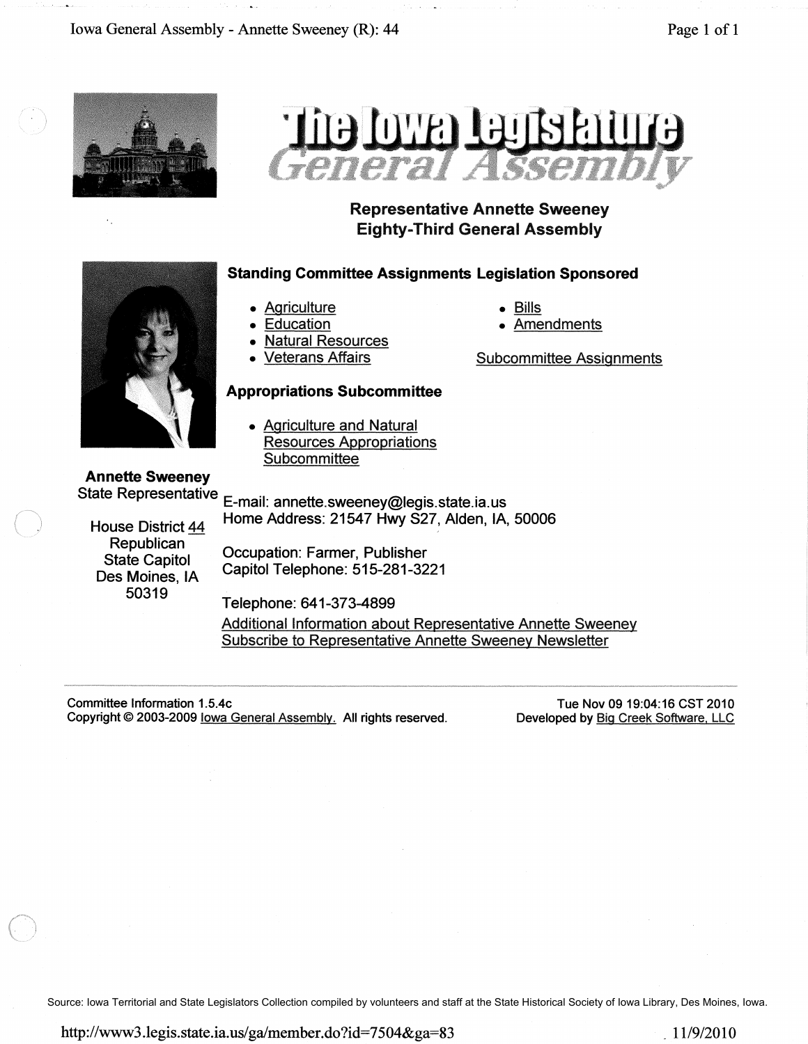# The Iowa Legislature General Assembly

## Representative Annette Sweeney
## Eighty-Third General Assembly

### Standing Committee Assignments

- Agriculture
- Education
- Natural Resources
- Veterans Affairs

### Legislation Sponsored

- Bills
- Amendments

Subcommittee Assignments

### Appropriations Subcommittee

- Agriculture and Natural Resources Appropriations Subcommittee

**Annette Sweeney**
State Representative

House District 44
Republican
State Capitol
Des Moines, IA
50319

E-mail: annette.sweeney@legis.state.ia.us
Home Address: 21547 Hwy S27, Alden, IA, 50006

Occupation: Farmer, Publisher
Capitol Telephone: 515-281-3221

Telephone: 641-373-4899
Additional Information about Representative Annette Sweeney
Subscribe to Representative Annette Sweeney Newsletter

Committee Information 1.5.4c
Copyright © 2003-2009 Iowa General Assembly. All rights reserved.

Tue Nov 09 19:04:16 CST 2010
Developed by Big Creek Software, LLC

Source: Iowa Territorial and State Legislators Collection compiled by volunteers and staff at the State Historical Society of Iowa Library, Des Moines, Iowa.

http://www3.legis.state.ia.us/ga/member.do?id=7504&ga=83 11/9/2010